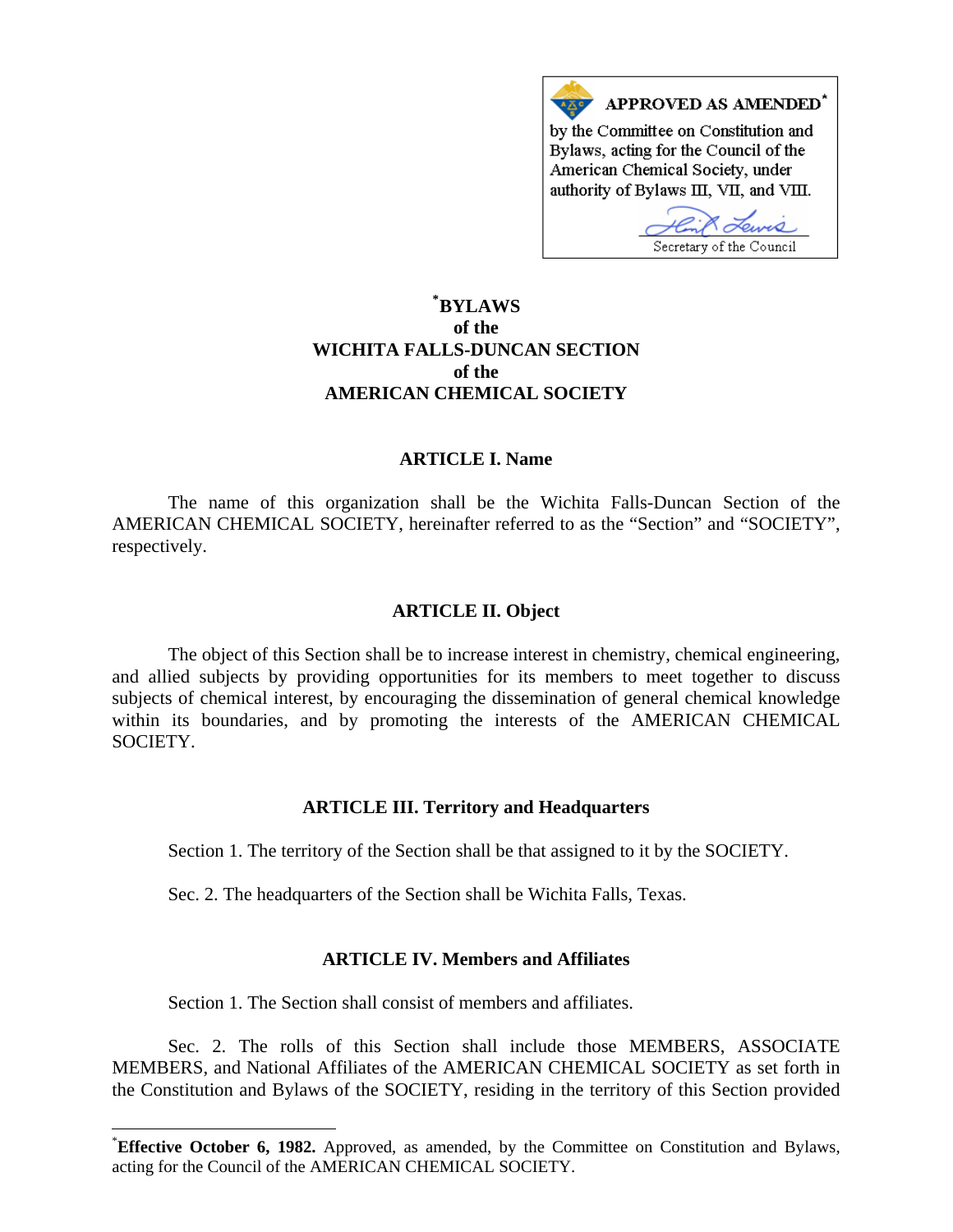APPROVED AS AMENDED*

by the Committee on Constitution and Bylaws, acting for the Council of the American Chemical Society, under authority of Bylaws III, VII, and VIII.

Secretary of the Council

# *BYLAWS of the WICHITA FALLS-DUNCAN SECTION of the AMERICAN CHEMICAL SOCIETY

## ARTICLE I. Name

The name of this organization shall be the Wichita Falls-Duncan Section of the AMERICAN CHEMICAL SOCIETY, hereinafter referred to as the "Section" and "SOCIETY", respectively.

## ARTICLE II. Object

The object of this Section shall be to increase interest in chemistry, chemical engineering, and allied subjects by providing opportunities for its members to meet together to discuss subjects of chemical interest, by encouraging the dissemination of general chemical knowledge within its boundaries, and by promoting the interests of the AMERICAN CHEMICAL SOCIETY.

## ARTICLE III. Territory and Headquarters

Section 1. The territory of the Section shall be that assigned to it by the SOCIETY.

Sec. 2. The headquarters of the Section shall be Wichita Falls, Texas.

## ARTICLE IV. Members and Affiliates

Section 1. The Section shall consist of members and affiliates.

Sec. 2. The rolls of this Section shall include those MEMBERS, ASSOCIATE MEMBERS, and National Affiliates of the AMERICAN CHEMICAL SOCIETY as set forth in the Constitution and Bylaws of the SOCIETY, residing in the territory of this Section provided

---

***Effective October 6, 1982.** Approved, as amended, by the Committee on Constitution and Bylaws, acting for the Council of the AMERICAN CHEMICAL SOCIETY.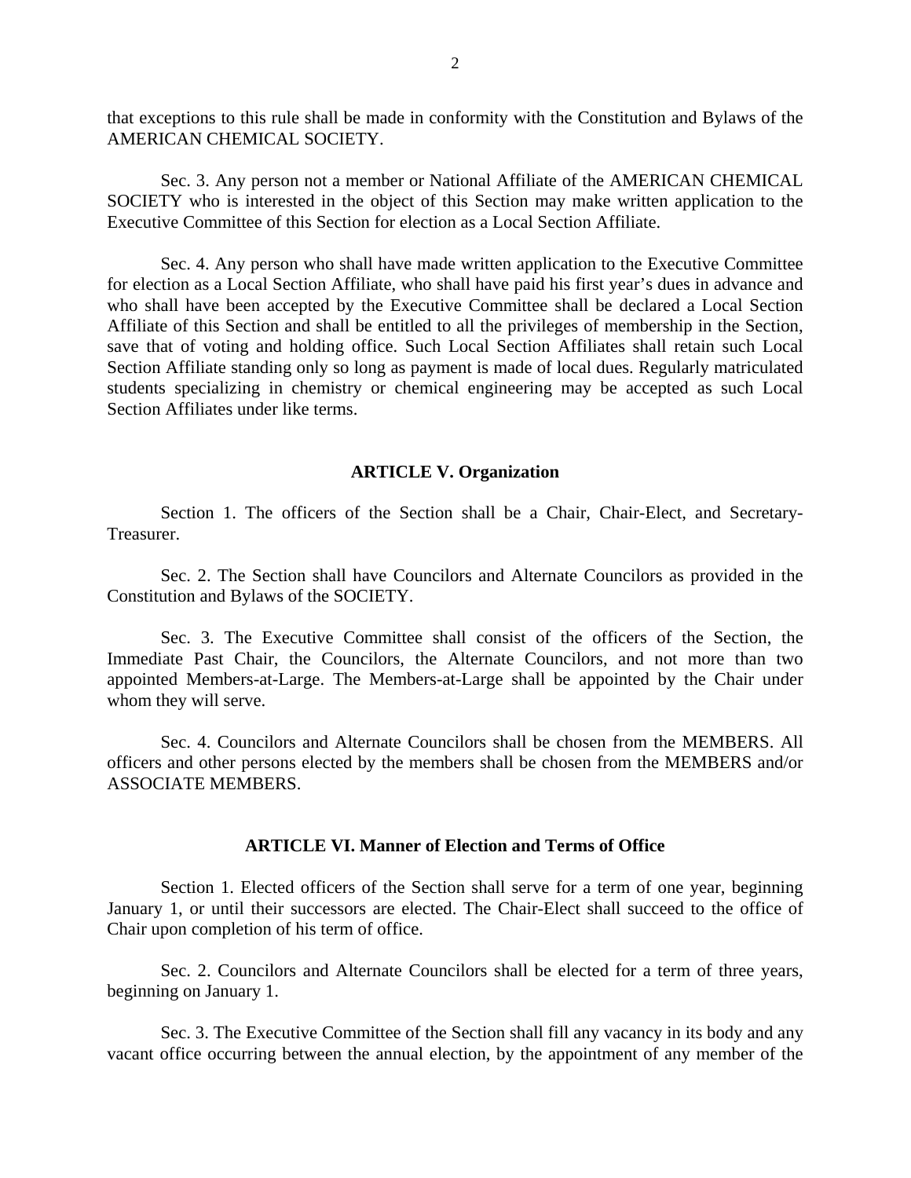that exceptions to this rule shall be made in conformity with the Constitution and Bylaws of the AMERICAN CHEMICAL SOCIETY.

Sec. 3. Any person not a member or National Affiliate of the AMERICAN CHEMICAL SOCIETY who is interested in the object of this Section may make written application to the Executive Committee of this Section for election as a Local Section Affiliate.

Sec. 4. Any person who shall have made written application to the Executive Committee for election as a Local Section Affiliate, who shall have paid his first year's dues in advance and who shall have been accepted by the Executive Committee shall be declared a Local Section Affiliate of this Section and shall be entitled to all the privileges of membership in the Section, save that of voting and holding office. Such Local Section Affiliates shall retain such Local Section Affiliate standing only so long as payment is made of local dues. Regularly matriculated students specializing in chemistry or chemical engineering may be accepted as such Local Section Affiliates under like terms.

## ARTICLE V. Organization

Section 1. The officers of the Section shall be a Chair, Chair-Elect, and Secretary-Treasurer.

Sec. 2. The Section shall have Councilors and Alternate Councilors as provided in the Constitution and Bylaws of the SOCIETY.

Sec. 3. The Executive Committee shall consist of the officers of the Section, the Immediate Past Chair, the Councilors, the Alternate Councilors, and not more than two appointed Members-at-Large. The Members-at-Large shall be appointed by the Chair under whom they will serve.

Sec. 4. Councilors and Alternate Councilors shall be chosen from the MEMBERS. All officers and other persons elected by the members shall be chosen from the MEMBERS and/or ASSOCIATE MEMBERS.

## ARTICLE VI. Manner of Election and Terms of Office

Section 1. Elected officers of the Section shall serve for a term of one year, beginning January 1, or until their successors are elected. The Chair-Elect shall succeed to the office of Chair upon completion of his term of office.

Sec. 2. Councilors and Alternate Councilors shall be elected for a term of three years, beginning on January 1.

Sec. 3. The Executive Committee of the Section shall fill any vacancy in its body and any vacant office occurring between the annual election, by the appointment of any member of the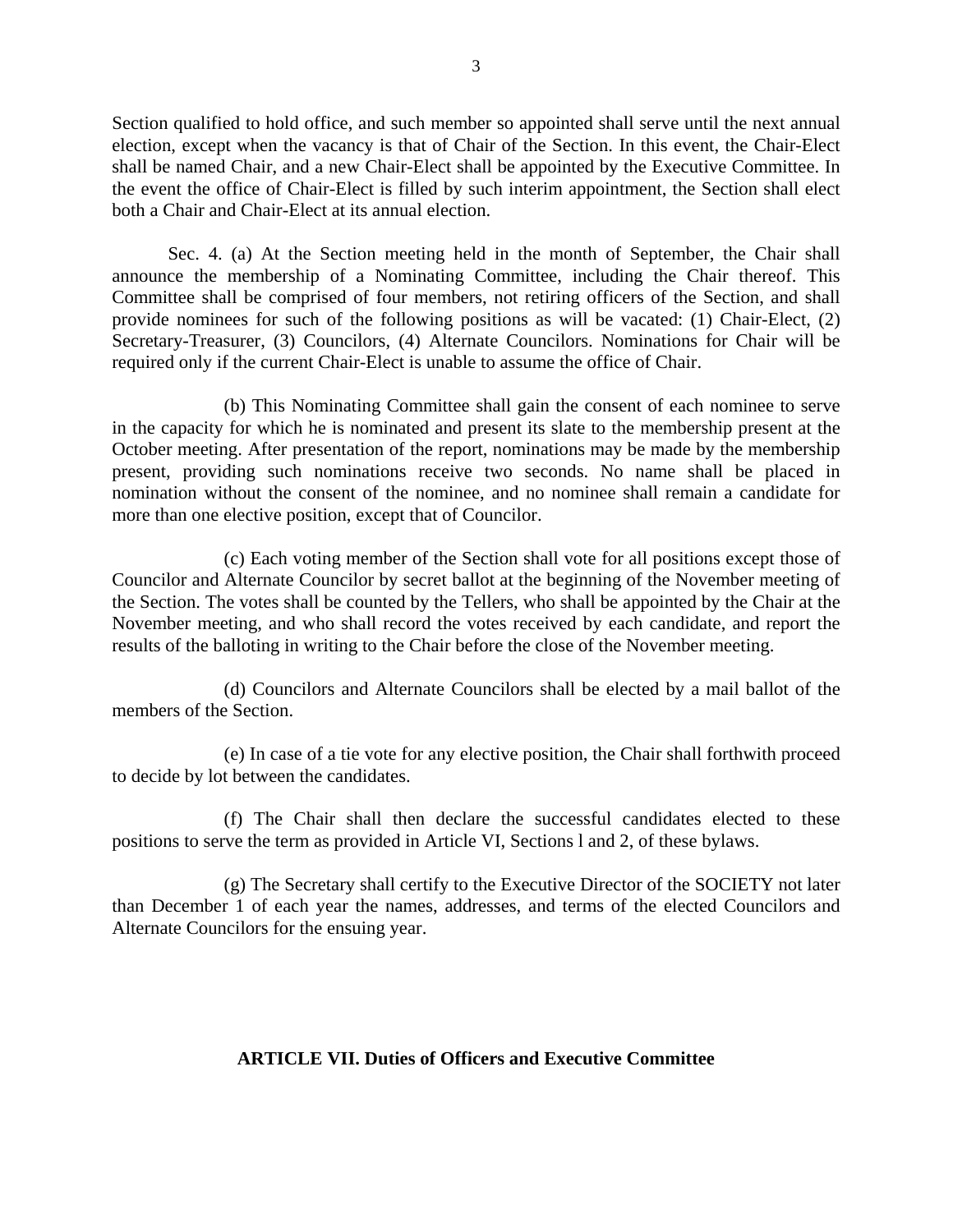Section qualified to hold office, and such member so appointed shall serve until the next annual election, except when the vacancy is that of Chair of the Section. In this event, the Chair-Elect shall be named Chair, and a new Chair-Elect shall be appointed by the Executive Committee. In the event the office of Chair-Elect is filled by such interim appointment, the Section shall elect both a Chair and Chair-Elect at its annual election.

Sec. 4. (a) At the Section meeting held in the month of September, the Chair shall announce the membership of a Nominating Committee, including the Chair thereof. This Committee shall be comprised of four members, not retiring officers of the Section, and shall provide nominees for such of the following positions as will be vacated: (1) Chair-Elect, (2) Secretary-Treasurer, (3) Councilors, (4) Alternate Councilors. Nominations for Chair will be required only if the current Chair-Elect is unable to assume the office of Chair.

(b) This Nominating Committee shall gain the consent of each nominee to serve in the capacity for which he is nominated and present its slate to the membership present at the October meeting. After presentation of the report, nominations may be made by the membership present, providing such nominations receive two seconds. No name shall be placed in nomination without the consent of the nominee, and no nominee shall remain a candidate for more than one elective position, except that of Councilor.

(c) Each voting member of the Section shall vote for all positions except those of Councilor and Alternate Councilor by secret ballot at the beginning of the November meeting of the Section. The votes shall be counted by the Tellers, who shall be appointed by the Chair at the November meeting, and who shall record the votes received by each candidate, and report the results of the balloting in writing to the Chair before the close of the November meeting.

(d) Councilors and Alternate Councilors shall be elected by a mail ballot of the members of the Section.

(e) In case of a tie vote for any elective position, the Chair shall forthwith proceed to decide by lot between the candidates.

(f) The Chair shall then declare the successful candidates elected to these positions to serve the term as provided in Article VI, Sections l and 2, of these bylaws.

(g) The Secretary shall certify to the Executive Director of the SOCIETY not later than December 1 of each year the names, addresses, and terms of the elected Councilors and Alternate Councilors for the ensuing year.

## ARTICLE VII. Duties of Officers and Executive Committee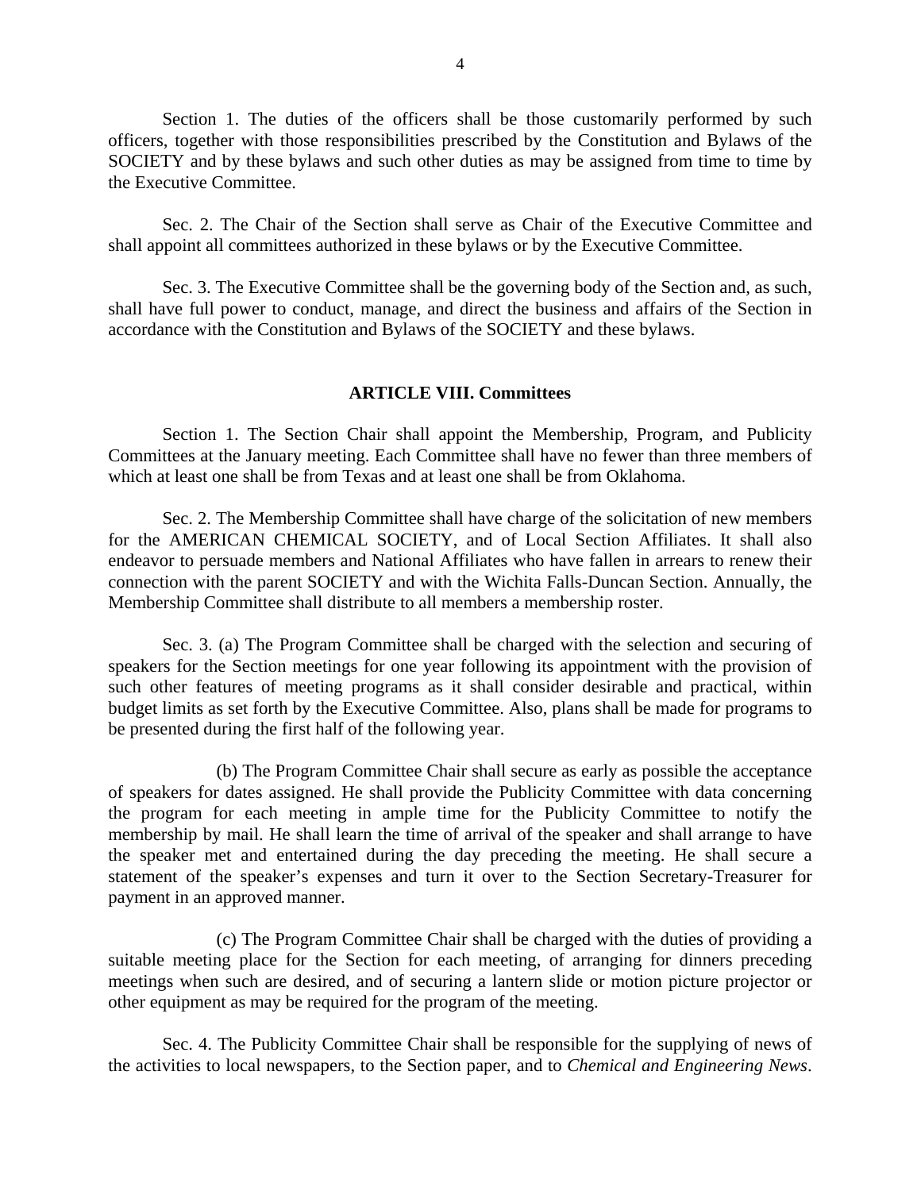Section 1. The duties of the officers shall be those customarily performed by such officers, together with those responsibilities prescribed by the Constitution and Bylaws of the SOCIETY and by these bylaws and such other duties as may be assigned from time to time by the Executive Committee.

Sec. 2. The Chair of the Section shall serve as Chair of the Executive Committee and shall appoint all committees authorized in these bylaws or by the Executive Committee.

Sec. 3. The Executive Committee shall be the governing body of the Section and, as such, shall have full power to conduct, manage, and direct the business and affairs of the Section in accordance with the Constitution and Bylaws of the SOCIETY and these bylaws.

## ARTICLE VIII. Committees

Section 1. The Section Chair shall appoint the Membership, Program, and Publicity Committees at the January meeting. Each Committee shall have no fewer than three members of which at least one shall be from Texas and at least one shall be from Oklahoma.

Sec. 2. The Membership Committee shall have charge of the solicitation of new members for the AMERICAN CHEMICAL SOCIETY, and of Local Section Affiliates. It shall also endeavor to persuade members and National Affiliates who have fallen in arrears to renew their connection with the parent SOCIETY and with the Wichita Falls-Duncan Section. Annually, the Membership Committee shall distribute to all members a membership roster.

Sec. 3. (a) The Program Committee shall be charged with the selection and securing of speakers for the Section meetings for one year following its appointment with the provision of such other features of meeting programs as it shall consider desirable and practical, within budget limits as set forth by the Executive Committee. Also, plans shall be made for programs to be presented during the first half of the following year.

(b) The Program Committee Chair shall secure as early as possible the acceptance of speakers for dates assigned. He shall provide the Publicity Committee with data concerning the program for each meeting in ample time for the Publicity Committee to notify the membership by mail. He shall learn the time of arrival of the speaker and shall arrange to have the speaker met and entertained during the day preceding the meeting. He shall secure a statement of the speaker's expenses and turn it over to the Section Secretary-Treasurer for payment in an approved manner.

(c) The Program Committee Chair shall be charged with the duties of providing a suitable meeting place for the Section for each meeting, of arranging for dinners preceding meetings when such are desired, and of securing a lantern slide or motion picture projector or other equipment as may be required for the program of the meeting.

Sec. 4. The Publicity Committee Chair shall be responsible for the supplying of news of the activities to local newspapers, to the Section paper, and to *Chemical and Engineering News*.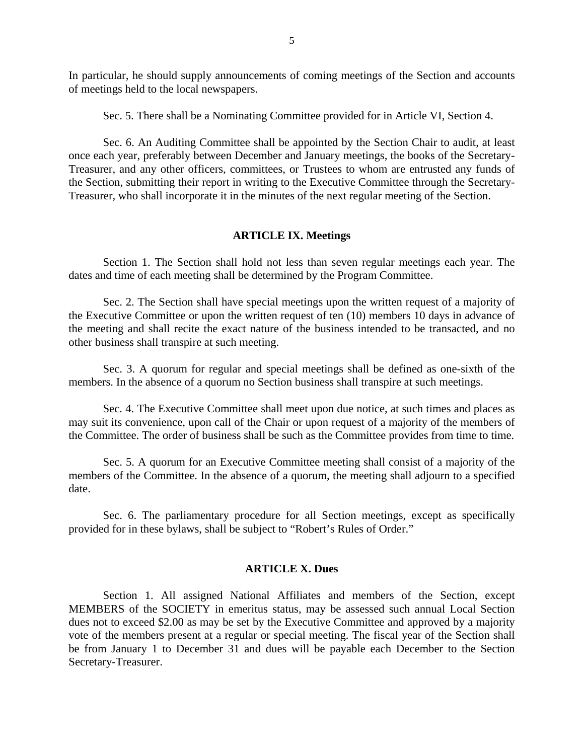In particular, he should supply announcements of coming meetings of the Section and accounts of meetings held to the local newspapers.

Sec. 5. There shall be a Nominating Committee provided for in Article VI, Section 4.

Sec. 6. An Auditing Committee shall be appointed by the Section Chair to audit, at least once each year, preferably between December and January meetings, the books of the Secretary-Treasurer, and any other officers, committees, or Trustees to whom are entrusted any funds of the Section, submitting their report in writing to the Executive Committee through the Secretary-Treasurer, who shall incorporate it in the minutes of the next regular meeting of the Section.

## ARTICLE IX. Meetings

Section 1. The Section shall hold not less than seven regular meetings each year. The dates and time of each meeting shall be determined by the Program Committee.

Sec. 2. The Section shall have special meetings upon the written request of a majority of the Executive Committee or upon the written request of ten (10) members 10 days in advance of the meeting and shall recite the exact nature of the business intended to be transacted, and no other business shall transpire at such meeting.

Sec. 3. A quorum for regular and special meetings shall be defined as one-sixth of the members. In the absence of a quorum no Section business shall transpire at such meetings.

Sec. 4. The Executive Committee shall meet upon due notice, at such times and places as may suit its convenience, upon call of the Chair or upon request of a majority of the members of the Committee. The order of business shall be such as the Committee provides from time to time.

Sec. 5. A quorum for an Executive Committee meeting shall consist of a majority of the members of the Committee. In the absence of a quorum, the meeting shall adjourn to a specified date.

Sec. 6. The parliamentary procedure for all Section meetings, except as specifically provided for in these bylaws, shall be subject to "Robert's Rules of Order."

## ARTICLE X. Dues

Section 1. All assigned National Affiliates and members of the Section, except MEMBERS of the SOCIETY in emeritus status, may be assessed such annual Local Section dues not to exceed $2.00 as may be set by the Executive Committee and approved by a majority vote of the members present at a regular or special meeting. The fiscal year of the Section shall be from January 1 to December 31 and dues will be payable each December to the Section Secretary-Treasurer.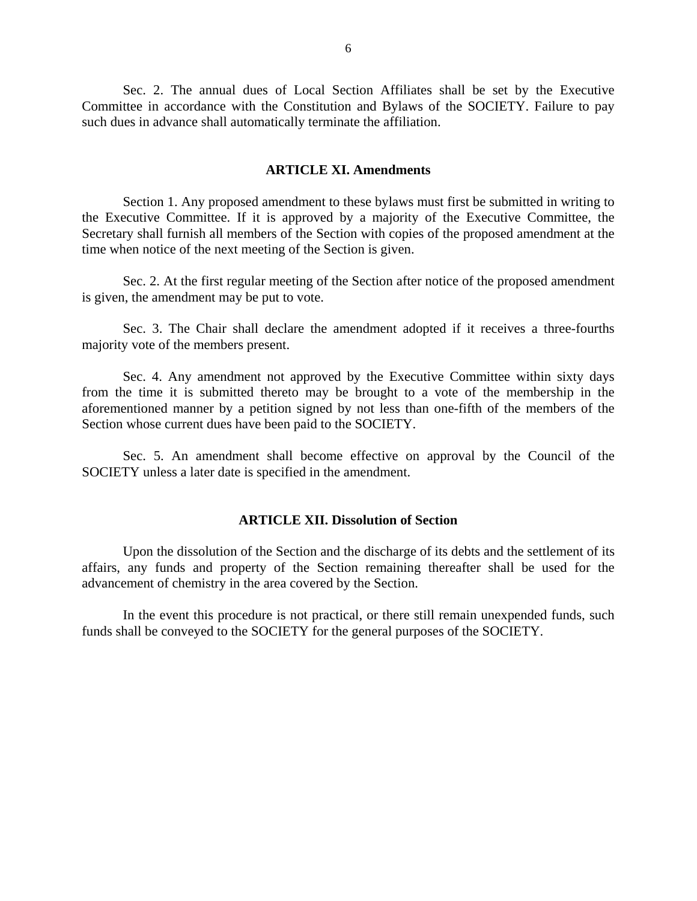Sec. 2. The annual dues of Local Section Affiliates shall be set by the Executive Committee in accordance with the Constitution and Bylaws of the SOCIETY. Failure to pay such dues in advance shall automatically terminate the affiliation.

## ARTICLE XI. Amendments

Section 1. Any proposed amendment to these bylaws must first be submitted in writing to the Executive Committee. If it is approved by a majority of the Executive Committee, the Secretary shall furnish all members of the Section with copies of the proposed amendment at the time when notice of the next meeting of the Section is given.

Sec. 2. At the first regular meeting of the Section after notice of the proposed amendment is given, the amendment may be put to vote.

Sec. 3. The Chair shall declare the amendment adopted if it receives a three-fourths majority vote of the members present.

Sec. 4. Any amendment not approved by the Executive Committee within sixty days from the time it is submitted thereto may be brought to a vote of the membership in the aforementioned manner by a petition signed by not less than one-fifth of the members of the Section whose current dues have been paid to the SOCIETY.

Sec. 5. An amendment shall become effective on approval by the Council of the SOCIETY unless a later date is specified in the amendment.

## ARTICLE XII. Dissolution of Section

Upon the dissolution of the Section and the discharge of its debts and the settlement of its affairs, any funds and property of the Section remaining thereafter shall be used for the advancement of chemistry in the area covered by the Section.

In the event this procedure is not practical, or there still remain unexpended funds, such funds shall be conveyed to the SOCIETY for the general purposes of the SOCIETY.